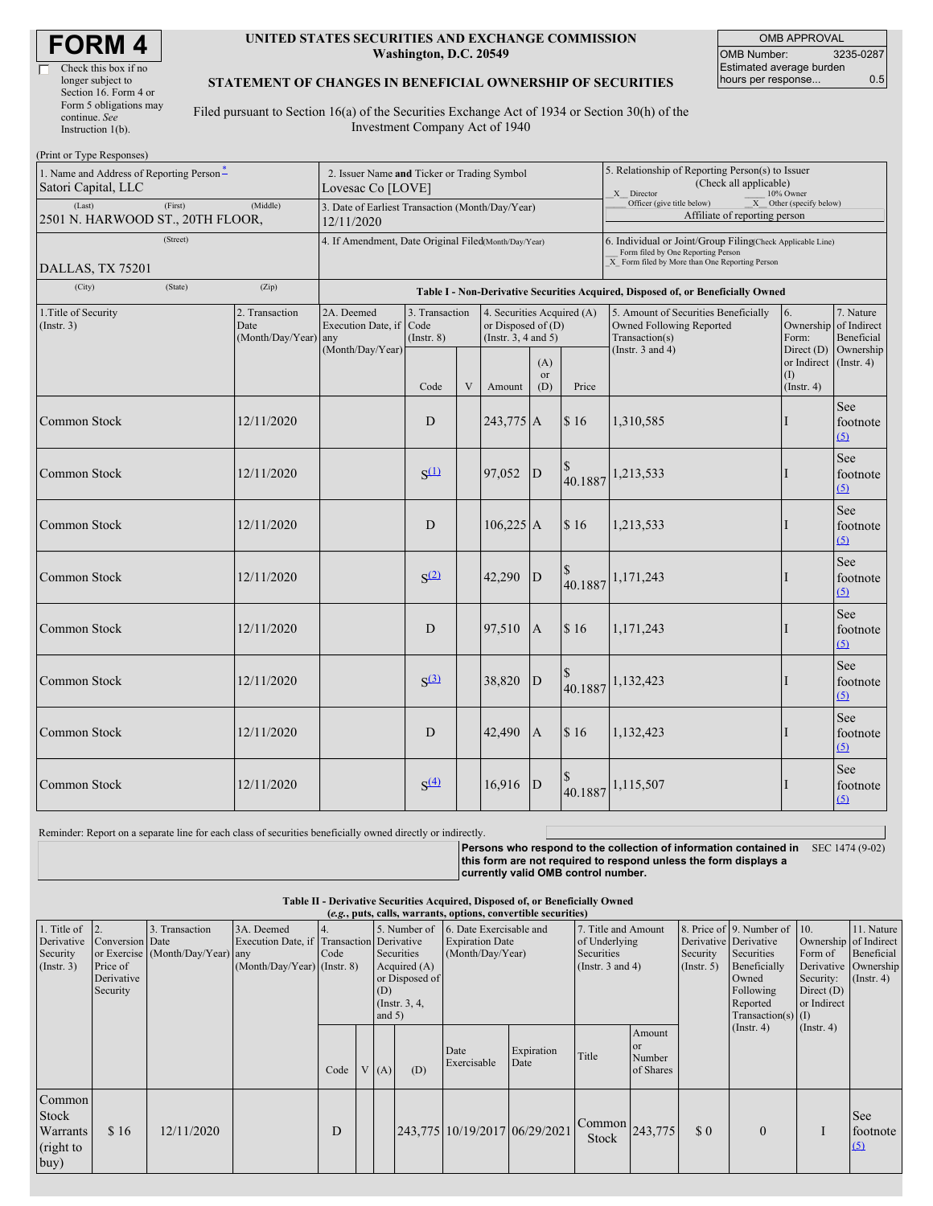# FORM 4

☐ Check this box if no longer subject to Section 16. Form 4 or Form 5 obligations may continue. *See* Instruction 1(b).

**UNITED STATES SECURITIES AND EXCHANGE COMMISSION**
**Washington, D.C. 20549**

**STATEMENT OF CHANGES IN BENEFICIAL OWNERSHIP OF SECURITIES**

Filed pursuant to Section 16(a) of the Securities Exchange Act of 1934 or Section 30(h) of the Investment Company Act of 1940

| OMB APPROVAL | |
|---|---|
| OMB Number: | 3235-0287 |
| Estimated average burden hours per response... | 0.5 |

(Print or Type Responses)

1. Name and Address of Reporting Person[*]
Satori Capital, LLC

(Last) (First) (Middle)
2501 N. HARWOOD ST., 20TH FLOOR,

(Street)
DALLAS, TX 75201

(City) (State) (Zip)

2. Issuer Name **and** Ticker or Trading Symbol
Lovesac Co [LOVE]

3. Date of Earliest Transaction (Month/Day/Year)
12/11/2020

4. If Amendment, Date Original Filed(Month/Day/Year)

5. Relationship of Reporting Person(s) to Issuer (Check all applicable)
_X_ Director ___ 10% Owner
___ Officer (give title below) _X_ Other (specify below)
Affiliate of reporting person

6. Individual or Joint/Group Filing(Check Applicable Line)
___ Form filed by One Reporting Person
_X_ Form filed by More than One Reporting Person

**Table I - Non-Derivative Securities Acquired, Disposed of, or Beneficially Owned**

| 1.Title of Security (Instr. 3) | 2. Transaction Date (Month/Day/Year) | 2A. Deemed Execution Date, if any (Month/Day/Year) | 3. Transaction Code (Instr. 8) | | 4. Securities Acquired (A) or Disposed of (D) (Instr. 3, 4 and 5) | | | 5. Amount of Securities Beneficially Owned Following Reported Transaction(s) (Instr. 3 and 4) | 6. Ownership Form: Direct (D) or Indirect (I) (Instr. 4) | 7. Nature of Indirect Beneficial Ownership (Instr. 4) |
|---|---|---|---|---|---|---|---|---|---|---|
| | | | Code | V | Amount | (A) or (D) | Price | | | |
| Common Stock | 12/11/2020 | | D | | 243,775 | A | $ 16 | 1,310,585 | I | See footnote [(5)] |
| Common Stock | 12/11/2020 | | S[(1)] | | 97,052 | D | $ 40.1887 | 1,213,533 | I | See footnote [(5)] |
| Common Stock | 12/11/2020 | | D | | 106,225 | A | $ 16 | 1,213,533 | I | See footnote [(5)] |
| Common Stock | 12/11/2020 | | S[(2)] | | 42,290 | D | $ 40.1887 | 1,171,243 | I | See footnote [(5)] |
| Common Stock | 12/11/2020 | | D | | 97,510 | A | $ 16 | 1,171,243 | I | See footnote [(5)] |
| Common Stock | 12/11/2020 | | S[(3)] | | 38,820 | D | $ 40.1887 | 1,132,423 | I | See footnote [(5)] |
| Common Stock | 12/11/2020 | | D | | 42,490 | A | $ 16 | 1,132,423 | I | See footnote [(5)] |
| Common Stock | 12/11/2020 | | S[(4)] | | 16,916 | D | $ 40.1887 | 1,115,507 | I | See footnote [(5)] |

Reminder: Report on a separate line for each class of securities beneficially owned directly or indirectly.

**Persons who respond to the collection of information contained in this form are not required to respond unless the form displays a currently valid OMB control number.** SEC 1474 (9-02)

**Table II - Derivative Securities Acquired, Disposed of, or Beneficially Owned**
**(*e.g.*, puts, calls, warrants, options, convertible securities)**

| 1. Title of Derivative Security (Instr. 3) | 2. Conversion or Exercise Price of Derivative Security | 3. Transaction Date (Month/Day/Year) | 3A. Deemed Execution Date, if any (Month/Day/Year) | 4. Transaction Code (Instr. 8) | | 5. Number of Derivative Securities Acquired (A) or Disposed of (D) (Instr. 3, 4, and 5) | | 6. Date Exercisable and Expiration Date (Month/Day/Year) | | 7. Title and Amount of Underlying Securities (Instr. 3 and 4) | | 8. Price of Derivative Security (Instr. 5) | 9. Number of Derivative Securities Beneficially Owned Following Reported Transaction(s) (Instr. 4) | 10. Ownership Form of Derivative Security: Direct (D) or Indirect (I) (Instr. 4) | 11. Nature of Indirect Beneficial Ownership (Instr. 4) |
|---|---|---|---|---|---|---|---|---|---|---|---|---|---|---|---|
| | | | | Code | V | (A) | (D) | Date Exercisable | Expiration Date | Title | Amount or Number of Shares | | | | |
| Common Stock Warrants (right to buy) | $ 16 | 12/11/2020 | | D | | | 243,775 | 10/19/2017 | 06/29/2021 | Common Stock | 243,775 | $ 0 | 0 | I | See footnote [(5)] |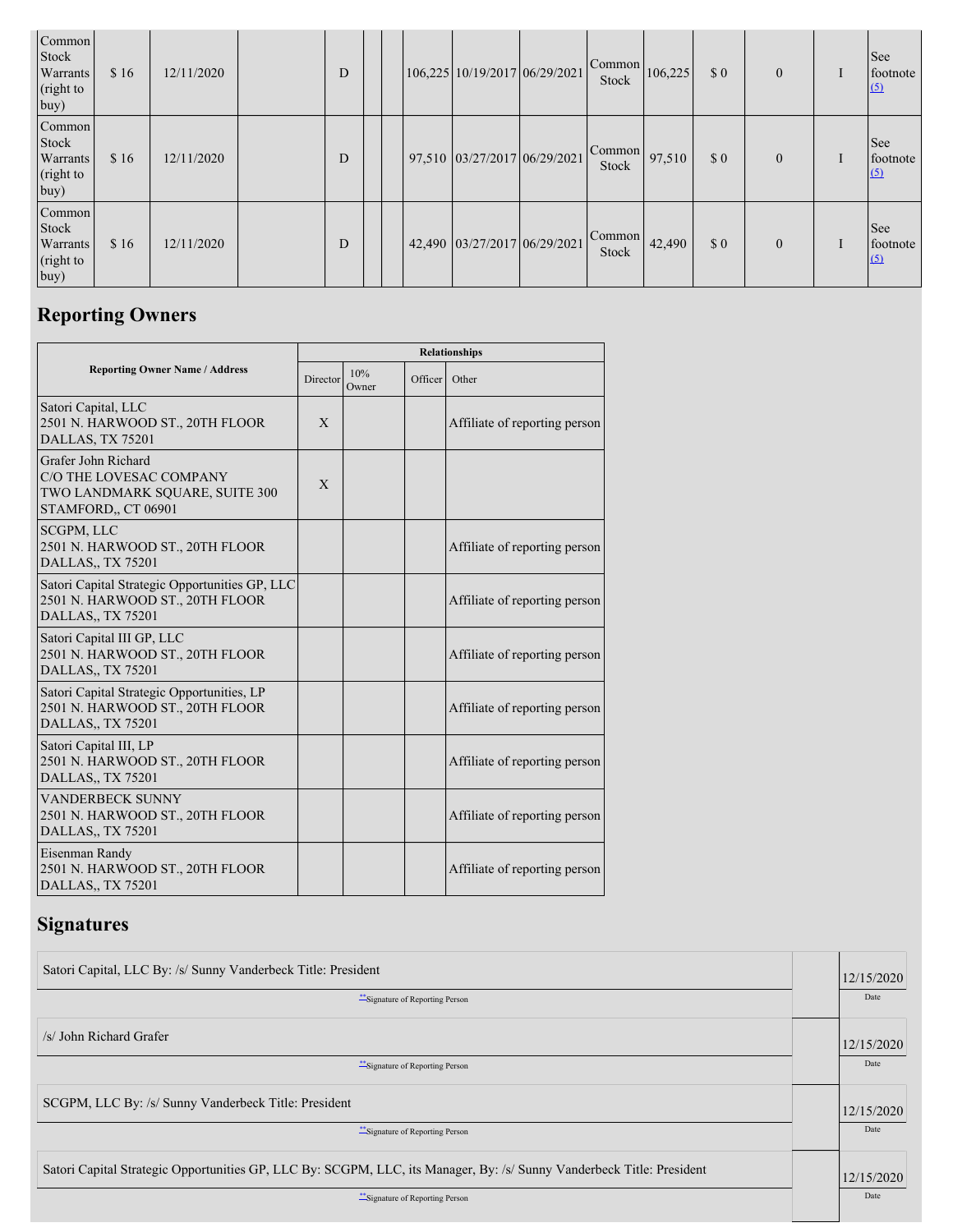| Common Stock Warrants (right to buy) | $ 16 | 12/11/2020 | | D | | | 106,225 | 10/19/2017 | 06/29/2021 | Common Stock | 106,225 | $ 0 | 0 | I | See footnote (5) |
|---|---|---|---|---|---|---|---|---|---|---|---|---|---|---|---|
| Common Stock Warrants (right to buy) | $ 16 | 12/11/2020 | | D | | | 97,510 | 03/27/2017 | 06/29/2021 | Common Stock | 97,510 | $ 0 | 0 | I | See footnote (5) |
| Common Stock Warrants (right to buy) | $ 16 | 12/11/2020 | | D | | | 42,490 | 03/27/2017 | 06/29/2021 | Common Stock | 42,490 | $ 0 | 0 | I | See footnote (5) |

## Reporting Owners

| Reporting Owner Name / Address | Relationships | | | |
|---|---|---|---|---|
| | Director | 10% Owner | Officer | Other |
| Satori Capital, LLC 2501 N. HARWOOD ST., 20TH FLOOR DALLAS, TX 75201 | X | | | Affiliate of reporting person |
| Grafer John Richard C/O THE LOVESAC COMPANY TWO LANDMARK SQUARE, SUITE 300 STAMFORD,, CT 06901 | X | | | |
| SCGPM, LLC 2501 N. HARWOOD ST., 20TH FLOOR DALLAS,, TX 75201 | | | | Affiliate of reporting person |
| Satori Capital Strategic Opportunities GP, LLC 2501 N. HARWOOD ST., 20TH FLOOR DALLAS,, TX 75201 | | | | Affiliate of reporting person |
| Satori Capital III GP, LLC 2501 N. HARWOOD ST., 20TH FLOOR DALLAS,, TX 75201 | | | | Affiliate of reporting person |
| Satori Capital Strategic Opportunities, LP 2501 N. HARWOOD ST., 20TH FLOOR DALLAS,, TX 75201 | | | | Affiliate of reporting person |
| Satori Capital III, LP 2501 N. HARWOOD ST., 20TH FLOOR DALLAS,, TX 75201 | | | | Affiliate of reporting person |
| VANDERBECK SUNNY 2501 N. HARWOOD ST., 20TH FLOOR DALLAS,, TX 75201 | | | | Affiliate of reporting person |
| Eisenman Randy 2501 N. HARWOOD ST., 20TH FLOOR DALLAS,, TX 75201 | | | | Affiliate of reporting person |

## Signatures

| Signature | Date |
|---|---|
| Satori Capital, LLC By: /s/ Sunny Vanderbeck Title: President | 12/15/2020 |
| **Signature of Reporting Person | Date |
| /s/ John Richard Grafer | 12/15/2020 |
| **Signature of Reporting Person | Date |
| SCGPM, LLC By: /s/ Sunny Vanderbeck Title: President | 12/15/2020 |
| **Signature of Reporting Person | Date |
| Satori Capital Strategic Opportunities GP, LLC By: SCGPM, LLC, its Manager, By: /s/ Sunny Vanderbeck Title: President | 12/15/2020 |
| **Signature of Reporting Person | Date |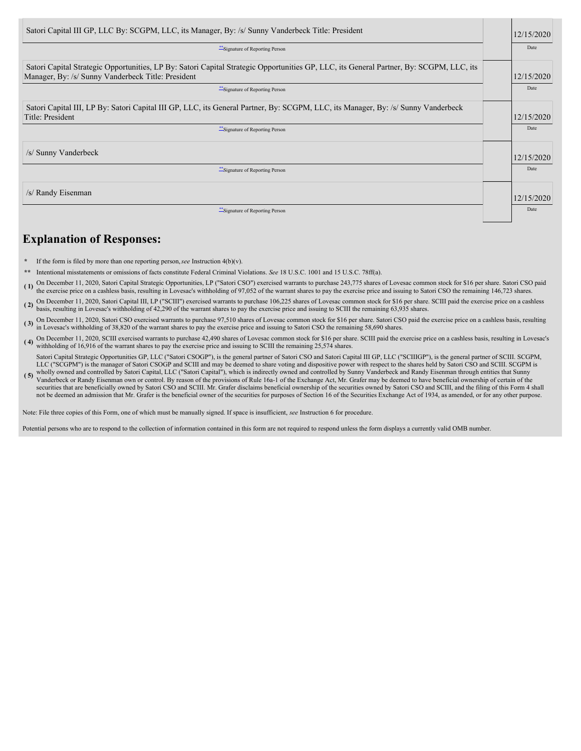| | |
|---|---|
| Satori Capital III GP, LLC By: SCGPM, LLC, its Manager, By: /s/ Sunny Vanderbeck Title: President | 12/15/2020 |
| **Signature of Reporting Person | Date |
| Satori Capital Strategic Opportunities, LP By: Satori Capital Strategic Opportunities GP, LLC, its General Partner, By: SCGPM, LLC, its Manager, By: /s/ Sunny Vanderbeck Title: President | 12/15/2020 |
| **Signature of Reporting Person | Date |
| Satori Capital III, LP By: Satori Capital III GP, LLC, its General Partner, By: SCGPM, LLC, its Manager, By: /s/ Sunny Vanderbeck Title: President | 12/15/2020 |
| **Signature of Reporting Person | Date |
| /s/ Sunny Vanderbeck | 12/15/2020 |
| **Signature of Reporting Person | Date |
| /s/ Randy Eisenman | 12/15/2020 |
| **Signature of Reporting Person | Date |

## Explanation of Responses:

\* If the form is filed by more than one reporting person, *see* Instruction 4(b)(v).

\*\* Intentional misstatements or omissions of facts constitute Federal Criminal Violations. *See* 18 U.S.C. 1001 and 15 U.S.C. 78ff(a).

(1) On December 11, 2020, Satori Capital Strategic Opportunities, LP ("Satori CSO") exercised warrants to purchase 243,775 shares of Lovesac common stock for $16 per share. Satori CSO paid the exercise price on a cashless basis, resulting in Lovesac's withholding of 97,052 of the warrant shares to pay the exercise price and issuing to Satori CSO the remaining 146,723 shares.

(2) On December 11, 2020, Satori Capital III, LP ("SCIII") exercised warrants to purchase 106,225 shares of Lovesac common stock for $16 per share. SCIII paid the exercise price on a cashless basis, resulting in Lovesac's withholding of 42,290 of the warrant shares to pay the exercise price and issuing to SCIII the remaining 63,935 shares.

(3) On December 11, 2020, Satori CSO exercised warrants to purchase 97,510 shares of Lovesac common stock for $16 per share. Satori CSO paid the exercise price on a cashless basis, resulting in Lovesac's withholding of 38,820 of the warrant shares to pay the exercise price and issuing to Satori CSO the remaining 58,690 shares.

(4) On December 11, 2020, SCIII exercised warrants to purchase 42,490 shares of Lovesac common stock for $16 per share. SCIII paid the exercise price on a cashless basis, resulting in Lovesac's withholding of 16,916 of the warrant shares to pay the exercise price and issuing to SCIII the remaining 25,574 shares.

(5) Satori Capital Strategic Opportunities GP, LLC ("Satori CSOGP"), is the general partner of Satori CSO and Satori Capital III GP, LLC ("SCIIIGP"), is the general partner of SCIII. SCGPM, LLC ("SCGPM") is the manager of Satori CSOGP and SCIII and may be deemed to share voting and dispositive power with respect to the shares held by Satori CSO and SCIII. SCGPM is wholly owned and controlled by Satori Capital, LLC ("Satori Capital"), which is indirectly owned and controlled by Sunny Vanderbeck and Randy Eisenman through entities that Sunny Vanderbeck or Randy Eisenman own or control. By reason of the provisions of Rule 16a-1 of the Exchange Act, Mr. Grafer may be deemed to have beneficial ownership of certain of the securities that are beneficially owned by Satori CSO and SCIII. Mr. Grafer disclaims beneficial ownership of the securities owned by Satori CSO and SCIII, and the filing of this Form 4 shall not be deemed an admission that Mr. Grafer is the beneficial owner of the securities for purposes of Section 16 of the Securities Exchange Act of 1934, as amended, or for any other purpose.

Note: File three copies of this Form, one of which must be manually signed. If space is insufficient, *see* Instruction 6 for procedure.

Potential persons who are to respond to the collection of information contained in this form are not required to respond unless the form displays a currently valid OMB number.